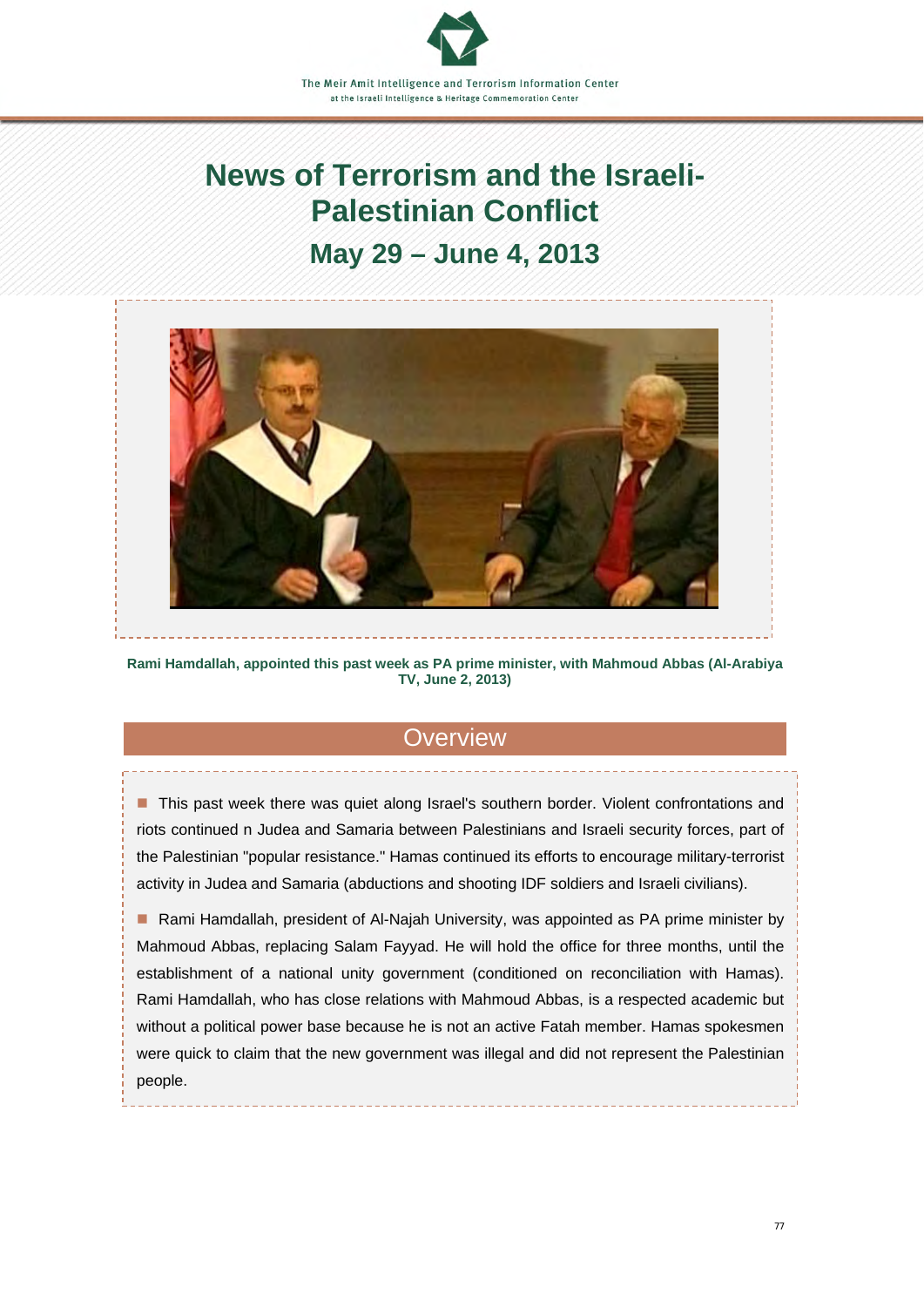The Meir Amit Intelligence and Terrorism Information Center
at the Israeli Intelligence & Heritage Commemoration Center

# News of Terrorism and the Israeli-Palestinian Conflict

## May 29 – June 4, 2013

**Rami Hamdallah, appointed this past week as PA prime minister, with Mahmoud Abbas (Al-Arabiya TV, June 2, 2013)**

## Overview

- This past week there was quiet along Israel's southern border. Violent confrontations and riots continued n Judea and Samaria between Palestinians and Israeli security forces, part of the Palestinian "popular resistance." Hamas continued its efforts to encourage military-terrorist activity in Judea and Samaria (abductions and shooting IDF soldiers and Israeli civilians).

- Rami Hamdallah, president of Al-Najah University, was appointed as PA prime minister by Mahmoud Abbas, replacing Salam Fayyad. He will hold the office for three months, until the establishment of a national unity government (conditioned on reconciliation with Hamas). Rami Hamdallah, who has close relations with Mahmoud Abbas, is a respected academic but without a political power base because he is not an active Fatah member. Hamas spokesmen were quick to claim that the new government was illegal and did not represent the Palestinian people.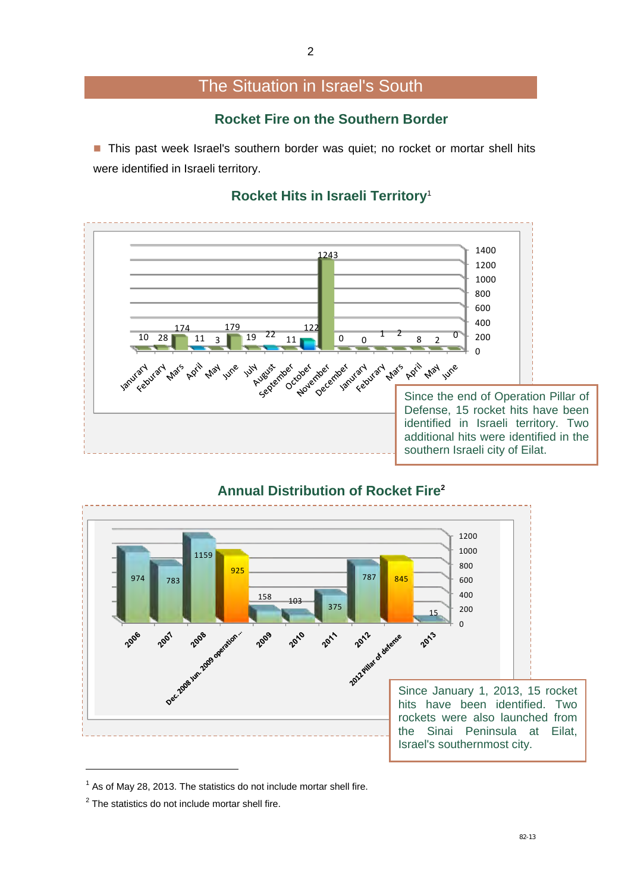# The Situation in Israel's South

## Rocket Fire on the Southern Border

- This past week Israel's southern border was quiet; no rocket or mortar shell hits were identified in Israeli territory.

### Rocket Hits in Israeli Territory[1]

| Janurary | Feburary | Mars | April | May | June | July | August | September | October | November | December | Janurary | Feburary | Mars | April | May | June |
|---|---|---|---|---|---|---|---|---|---|---|---|---|---|---|---|---|---|
| 10 | 28 | 174 | 11 | 3 | 179 | 19 | 22 | 11 | 122 | 1243 | 0 | 0 | 1 | 2 | 8 | 2 | 0 |

Since the end of Operation Pillar of Defense, 15 rocket hits have been identified in Israeli territory. Two additional hits were identified in the southern Israeli city of Eilat.

### Annual Distribution of Rocket Fire[2]

| 2006 | 2007 | 2008 | Dec. 2008 Jun. 2009 operation... | 2009 | 2010 | 2011 | 2012 | 2012 Pillar of defense | 2013 |
|---|---|---|---|---|---|---|---|---|---|
| 974 | 783 | 1159 | 925 | 158 | 103 | 375 | 787 | 845 | 15 |

Since January 1, 2013, 15 rocket hits have been identified. Two rockets were also launched from the Sinai Peninsula at Eilat, Israel's southernmost city.

---

[1] As of May 28, 2013. The statistics do not include mortar shell fire.

[2] The statistics do not include mortar shell fire.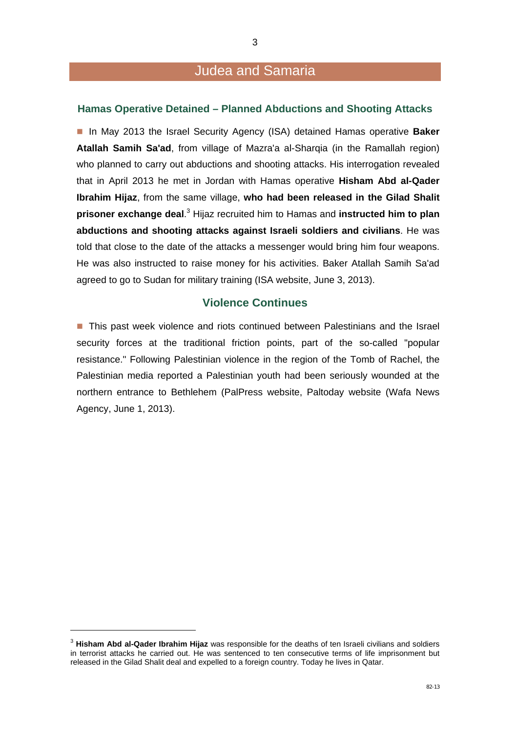# Judea and Samaria

## Hamas Operative Detained – Planned Abductions and Shooting Attacks

- In May 2013 the Israel Security Agency (ISA) detained Hamas operative **Baker Atallah Samih Sa'ad**, from village of Mazra'a al-Sharqia (in the Ramallah region) who planned to carry out abductions and shooting attacks. His interrogation revealed that in April 2013 he met in Jordan with Hamas operative **Hisham Abd al-Qader Ibrahim Hijaz**, from the same village, **who had been released in the Gilad Shalit prisoner exchange deal**.[3] Hijaz recruited him to Hamas and **instructed him to plan abductions and shooting attacks against Israeli soldiers and civilians**. He was told that close to the date of the attacks a messenger would bring him four weapons. He was also instructed to raise money for his activities. Baker Atallah Samih Sa'ad agreed to go to Sudan for military training (ISA website, June 3, 2013).

## Violence Continues

- This past week violence and riots continued between Palestinians and the Israel security forces at the traditional friction points, part of the so-called "popular resistance." Following Palestinian violence in the region of the Tomb of Rachel, the Palestinian media reported a Palestinian youth had been seriously wounded at the northern entrance to Bethlehem (PalPress website, Paltoday website (Wafa News Agency, June 1, 2013).

---

[3] **Hisham Abd al-Qader Ibrahim Hijaz** was responsible for the deaths of ten Israeli civilians and soldiers in terrorist attacks he carried out. He was sentenced to ten consecutive terms of life imprisonment but released in the Gilad Shalit deal and expelled to a foreign country. Today he lives in Qatar.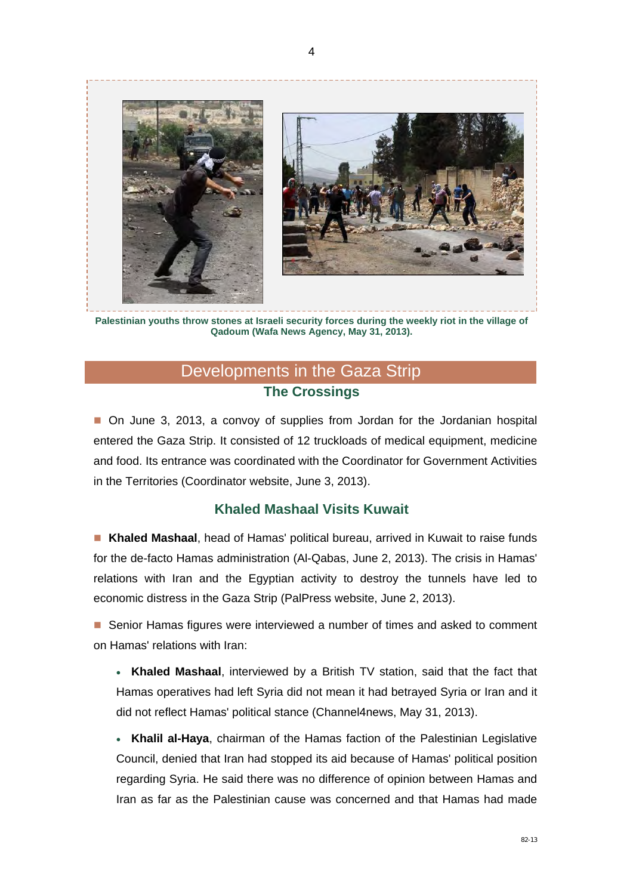Palestinian youths throw stones at Israeli security forces during the weekly riot in the village of Qadoum (Wafa News Agency, May 31, 2013).

## Developments in the Gaza Strip

### The Crossings

- On June 3, 2013, a convoy of supplies from Jordan for the Jordanian hospital entered the Gaza Strip. It consisted of 12 truckloads of medical equipment, medicine and food. Its entrance was coordinated with the Coordinator for Government Activities in the Territories (Coordinator website, June 3, 2013).

### Khaled Mashaal Visits Kuwait

- **Khaled Mashaal**, head of Hamas' political bureau, arrived in Kuwait to raise funds for the de-facto Hamas administration (Al-Qabas, June 2, 2013). The crisis in Hamas' relations with Iran and the Egyptian activity to destroy the tunnels have led to economic distress in the Gaza Strip (PalPress website, June 2, 2013).

- Senior Hamas figures were interviewed a number of times and asked to comment on Hamas' relations with Iran:

  - **Khaled Mashaal**, interviewed by a British TV station, said that the fact that Hamas operatives had left Syria did not mean it had betrayed Syria or Iran and it did not reflect Hamas' political stance (Channel4news, May 31, 2013).

  - **Khalil al-Haya**, chairman of the Hamas faction of the Palestinian Legislative Council, denied that Iran had stopped its aid because of Hamas' political position regarding Syria. He said there was no difference of opinion between Hamas and Iran as far as the Palestinian cause was concerned and that Hamas had made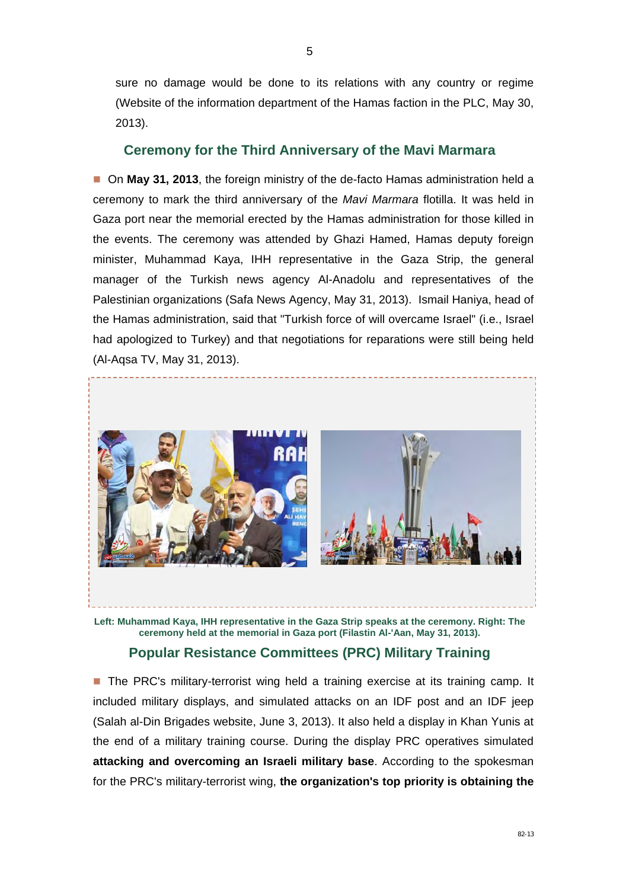sure no damage would be done to its relations with any country or regime (Website of the information department of the Hamas faction in the PLC, May 30, 2013).

## Ceremony for the Third Anniversary of the Mavi Marmara

- On **May 31, 2013**, the foreign ministry of the de-facto Hamas administration held a ceremony to mark the third anniversary of the *Mavi Marmara* flotilla. It was held in Gaza port near the memorial erected by the Hamas administration for those killed in the events. The ceremony was attended by Ghazi Hamed, Hamas deputy foreign minister, Muhammad Kaya, IHH representative in the Gaza Strip, the general manager of the Turkish news agency Al-Anadolu and representatives of the Palestinian organizations (Safa News Agency, May 31, 2013). Ismail Haniya, head of the Hamas administration, said that "Turkish force of will overcame Israel" (i.e., Israel had apologized to Turkey) and that negotiations for reparations were still being held (Al-Aqsa TV, May 31, 2013).

**Left: Muhammad Kaya, IHH representative in the Gaza Strip speaks at the ceremony. Right: The ceremony held at the memorial in Gaza port (Filastin Al-'Aan, May 31, 2013).**

## Popular Resistance Committees (PRC) Military Training

- The PRC's military-terrorist wing held a training exercise at its training camp. It included military displays, and simulated attacks on an IDF post and an IDF jeep (Salah al-Din Brigades website, June 3, 2013). It also held a display in Khan Yunis at the end of a military training course. During the display PRC operatives simulated **attacking and overcoming an Israeli military base**. According to the spokesman for the PRC's military-terrorist wing, **the organization's top priority is obtaining the**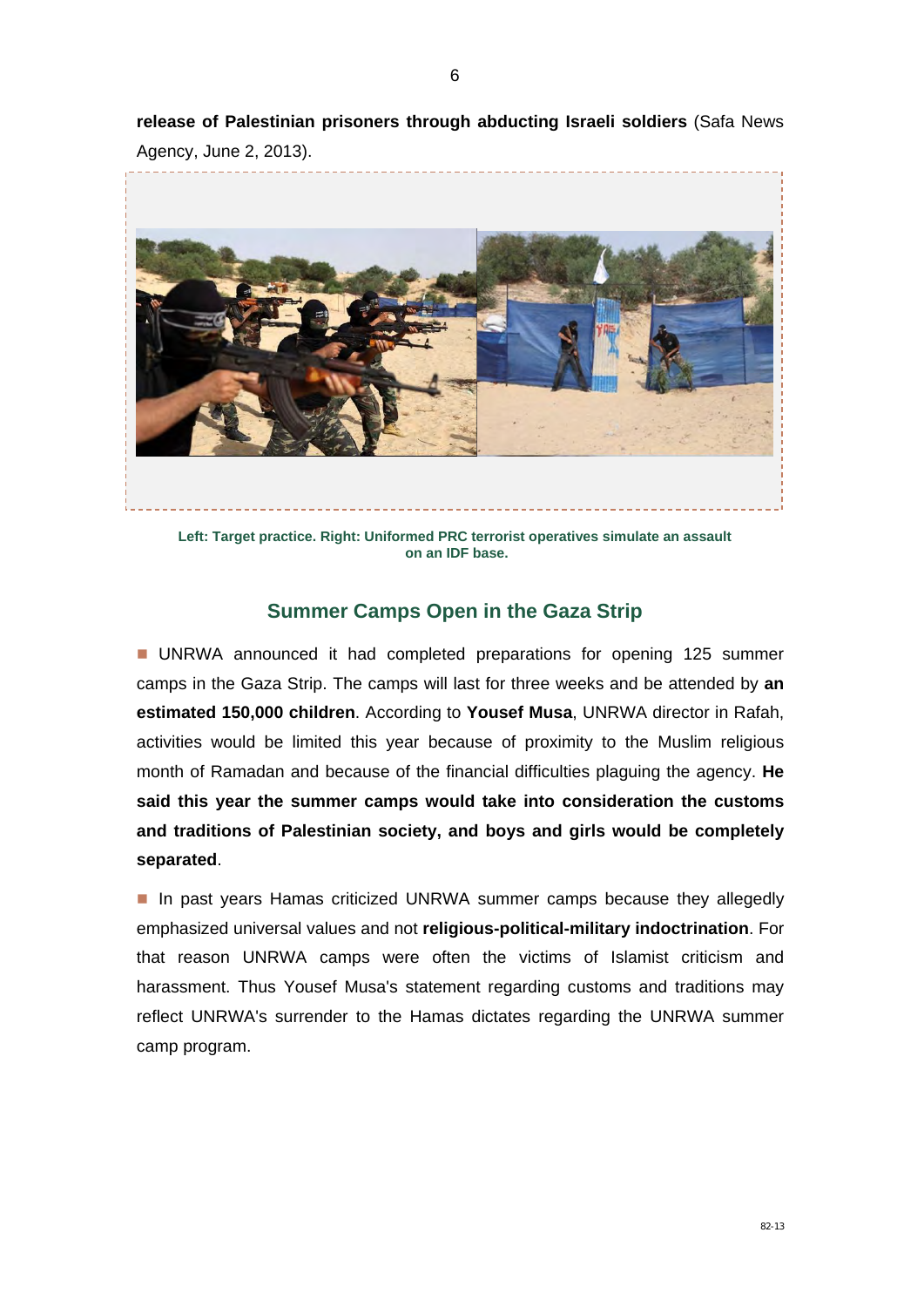**release of Palestinian prisoners through abducting Israeli soldiers** (Safa News Agency, June 2, 2013).

**Left: Target practice. Right: Uniformed PRC terrorist operatives simulate an assault on an IDF base.**

## Summer Camps Open in the Gaza Strip

- UNRWA announced it had completed preparations for opening 125 summer camps in the Gaza Strip. The camps will last for three weeks and be attended by **an estimated 150,000 children**. According to **Yousef Musa**, UNRWA director in Rafah, activities would be limited this year because of proximity to the Muslim religious month of Ramadan and because of the financial difficulties plaguing the agency. **He said this year the summer camps would take into consideration the customs and traditions of Palestinian society, and boys and girls would be completely separated**.

- In past years Hamas criticized UNRWA summer camps because they allegedly emphasized universal values and not **religious-political-military indoctrination**. For that reason UNRWA camps were often the victims of Islamist criticism and harassment. Thus Yousef Musa's statement regarding customs and traditions may reflect UNRWA's surrender to the Hamas dictates regarding the UNRWA summer camp program.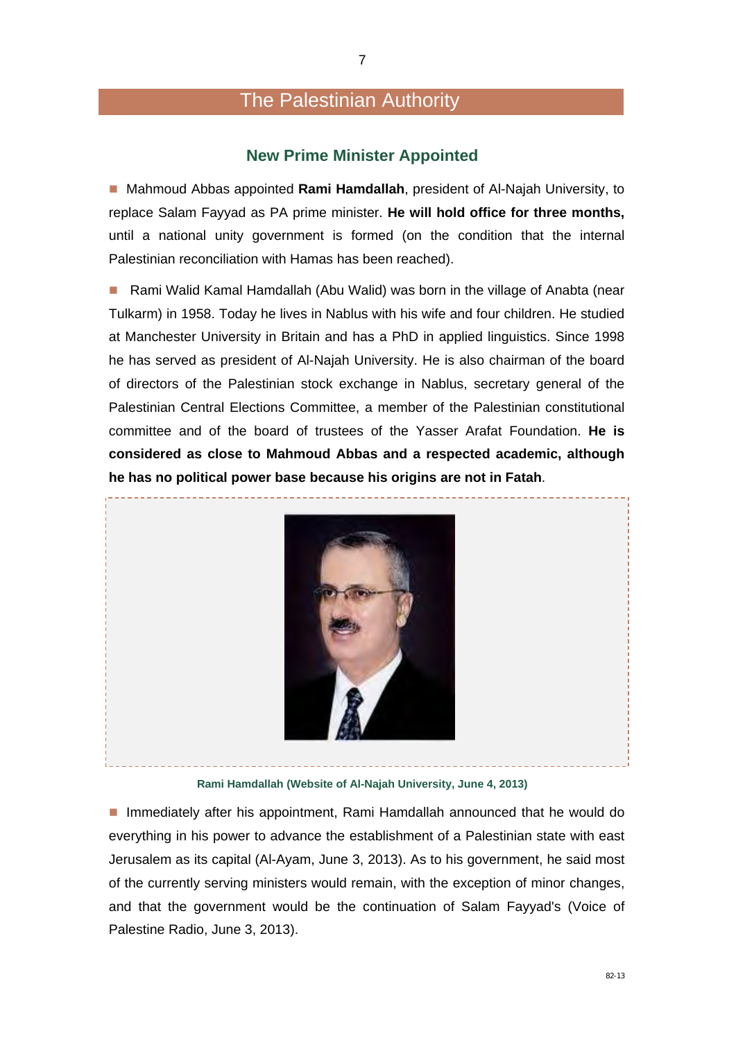# The Palestinian Authority

## New Prime Minister Appointed

- Mahmoud Abbas appointed **Rami Hamdallah**, president of Al-Najah University, to replace Salam Fayyad as PA prime minister. **He will hold office for three months,** until a national unity government is formed (on the condition that the internal Palestinian reconciliation with Hamas has been reached).

- Rami Walid Kamal Hamdallah (Abu Walid) was born in the village of Anabta (near Tulkarm) in 1958. Today he lives in Nablus with his wife and four children. He studied at Manchester University in Britain and has a PhD in applied linguistics. Since 1998 he has served as president of Al-Najah University. He is also chairman of the board of directors of the Palestinian stock exchange in Nablus, secretary general of the Palestinian Central Elections Committee, a member of the Palestinian constitutional committee and of the board of trustees of the Yasser Arafat Foundation. **He is considered as close to Mahmoud Abbas and a respected academic, although he has no political power base because his origins are not in Fatah**.

**Rami Hamdallah (Website of Al-Najah University, June 4, 2013)**

- Immediately after his appointment, Rami Hamdallah announced that he would do everything in his power to advance the establishment of a Palestinian state with east Jerusalem as its capital (Al-Ayam, June 3, 2013). As to his government, he said most of the currently serving ministers would remain, with the exception of minor changes, and that the government would be the continuation of Salam Fayyad's (Voice of Palestine Radio, June 3, 2013).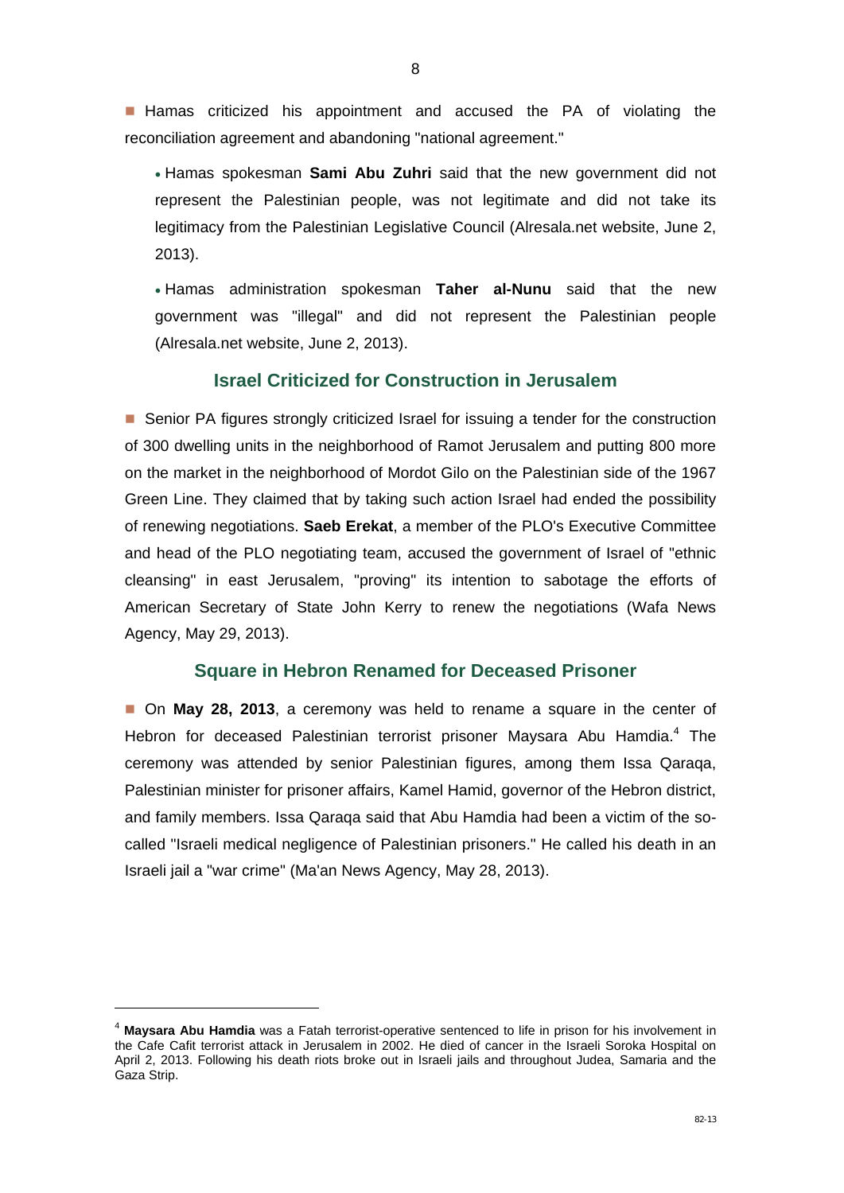- Hamas criticized his appointment and accused the PA of violating the reconciliation agreement and abandoning "national agreement."

  - Hamas spokesman **Sami Abu Zuhri** said that the new government did not represent the Palestinian people, was not legitimate and did not take its legitimacy from the Palestinian Legislative Council (Alresala.net website, June 2, 2013).

  - Hamas administration spokesman **Taher al-Nunu** said that the new government was "illegal" and did not represent the Palestinian people (Alresala.net website, June 2, 2013).

## Israel Criticized for Construction in Jerusalem

- Senior PA figures strongly criticized Israel for issuing a tender for the construction of 300 dwelling units in the neighborhood of Ramot Jerusalem and putting 800 more on the market in the neighborhood of Mordot Gilo on the Palestinian side of the 1967 Green Line. They claimed that by taking such action Israel had ended the possibility of renewing negotiations. **Saeb Erekat**, a member of the PLO's Executive Committee and head of the PLO negotiating team, accused the government of Israel of "ethnic cleansing" in east Jerusalem, "proving" its intention to sabotage the efforts of American Secretary of State John Kerry to renew the negotiations (Wafa News Agency, May 29, 2013).

## Square in Hebron Renamed for Deceased Prisoner

- On **May 28, 2013**, a ceremony was held to rename a square in the center of Hebron for deceased Palestinian terrorist prisoner Maysara Abu Hamdia.[4] The ceremony was attended by senior Palestinian figures, among them Issa Qaraqa, Palestinian minister for prisoner affairs, Kamel Hamid, governor of the Hebron district, and family members. Issa Qaraqa said that Abu Hamdia had been a victim of the so-called "Israeli medical negligence of Palestinian prisoners." He called his death in an Israeli jail a "war crime" (Ma'an News Agency, May 28, 2013).

---

[4] **Maysara Abu Hamdia** was a Fatah terrorist-operative sentenced to life in prison for his involvement in the Cafe Cafit terrorist attack in Jerusalem in 2002. He died of cancer in the Israeli Soroka Hospital on April 2, 2013. Following his death riots broke out in Israeli jails and throughout Judea, Samaria and the Gaza Strip.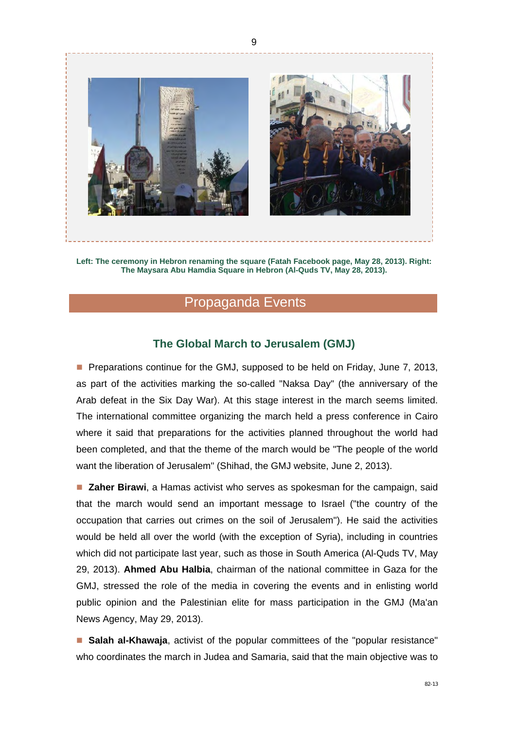Left: The ceremony in Hebron renaming the square (Fatah Facebook page, May 28, 2013). Right: The Maysara Abu Hamdia Square in Hebron (Al-Quds TV, May 28, 2013).

## Propaganda Events

### The Global March to Jerusalem (GMJ)

- Preparations continue for the GMJ, supposed to be held on Friday, June 7, 2013, as part of the activities marking the so-called "Naksa Day" (the anniversary of the Arab defeat in the Six Day War). At this stage interest in the march seems limited. The international committee organizing the march held a press conference in Cairo where it said that preparations for the activities planned throughout the world had been completed, and that the theme of the march would be "The people of the world want the liberation of Jerusalem" (Shihad, the GMJ website, June 2, 2013).

- **Zaher Birawi**, a Hamas activist who serves as spokesman for the campaign, said that the march would send an important message to Israel ("the country of the occupation that carries out crimes on the soil of Jerusalem"). He said the activities would be held all over the world (with the exception of Syria), including in countries which did not participate last year, such as those in South America (Al-Quds TV, May 29, 2013). **Ahmed Abu Halbia**, chairman of the national committee in Gaza for the GMJ, stressed the role of the media in covering the events and in enlisting world public opinion and the Palestinian elite for mass participation in the GMJ (Ma'an News Agency, May 29, 2013).

- **Salah al-Khawaja**, activist of the popular committees of the "popular resistance" who coordinates the march in Judea and Samaria, said that the main objective was to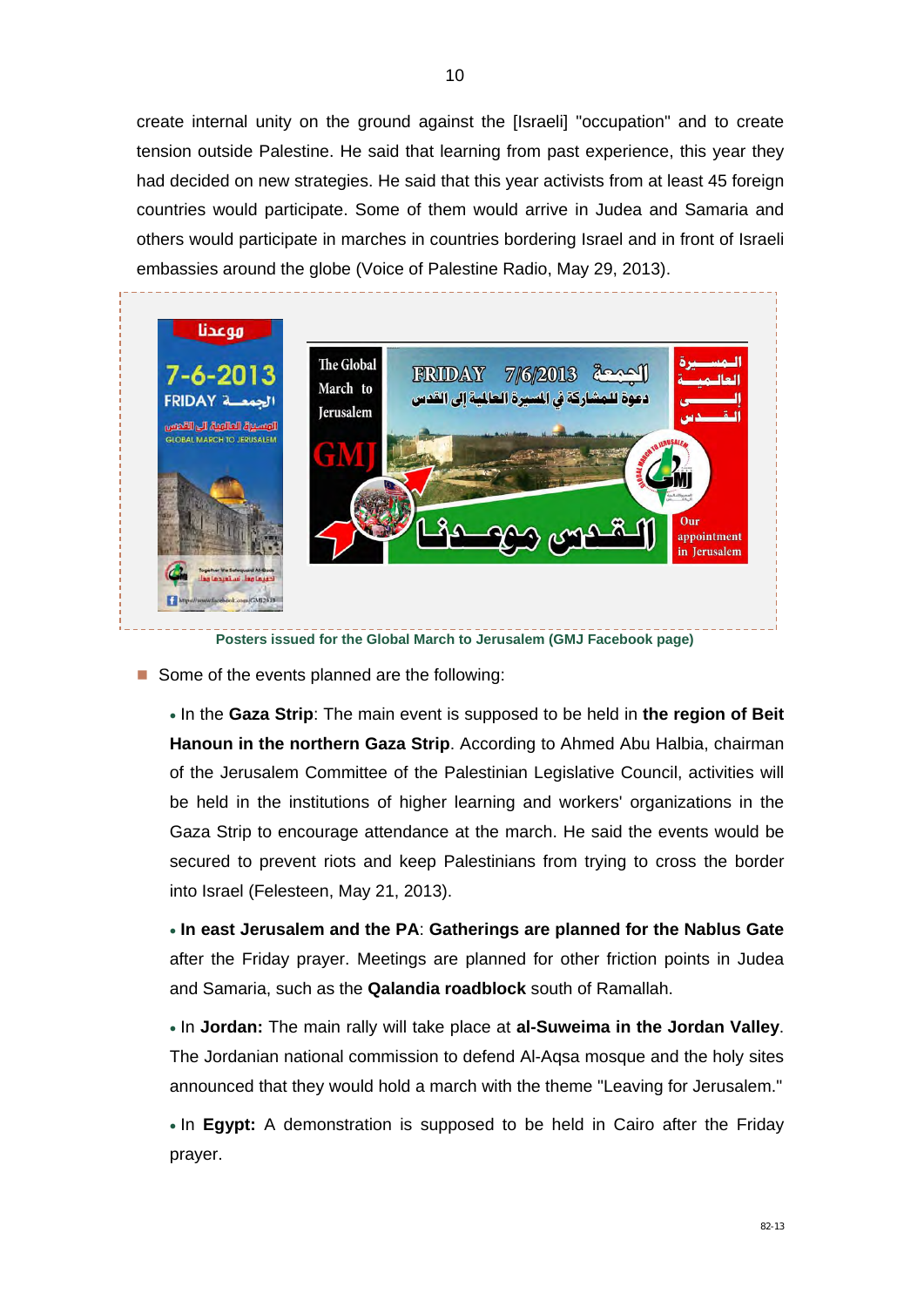create internal unity on the ground against the [Israeli] "occupation" and to create tension outside Palestine. He said that learning from past experience, this year they had decided on new strategies. He said that this year activists from at least 45 foreign countries would participate. Some of them would arrive in Judea and Samaria and others would participate in marches in countries bordering Israel and in front of Israeli embassies around the globe (Voice of Palestine Radio, May 29, 2013).

Posters issued for the Global March to Jerusalem (GMJ Facebook page)

- Some of the events planned are the following:

  - In the **Gaza Strip**: The main event is supposed to be held in **the region of Beit Hanoun in the northern Gaza Strip**. According to Ahmed Abu Halbia, chairman of the Jerusalem Committee of the Palestinian Legislative Council, activities will be held in the institutions of higher learning and workers' organizations in the Gaza Strip to encourage attendance at the march. He said the events would be secured to prevent riots and keep Palestinians from trying to cross the border into Israel (Felesteen, May 21, 2013).

  - **In east Jerusalem and the PA**: **Gatherings are planned for the Nablus Gate** after the Friday prayer. Meetings are planned for other friction points in Judea and Samaria, such as the **Qalandia roadblock** south of Ramallah.

  - In **Jordan:** The main rally will take place at **al-Suweima in the Jordan Valley**. The Jordanian national commission to defend Al-Aqsa mosque and the holy sites announced that they would hold a march with the theme "Leaving for Jerusalem."

  - In **Egypt:** A demonstration is supposed to be held in Cairo after the Friday prayer.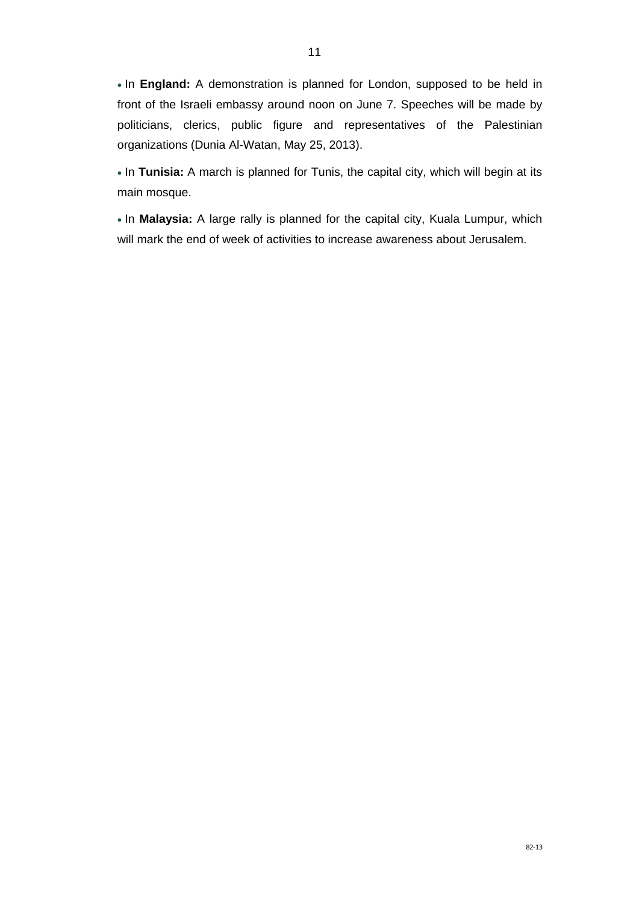- In **England:** A demonstration is planned for London, supposed to be held in front of the Israeli embassy around noon on June 7. Speeches will be made by politicians, clerics, public figure and representatives of the Palestinian organizations (Dunia Al-Watan, May 25, 2013).

- In **Tunisia:** A march is planned for Tunis, the capital city, which will begin at its main mosque.

- In **Malaysia:** A large rally is planned for the capital city, Kuala Lumpur, which will mark the end of week of activities to increase awareness about Jerusalem.